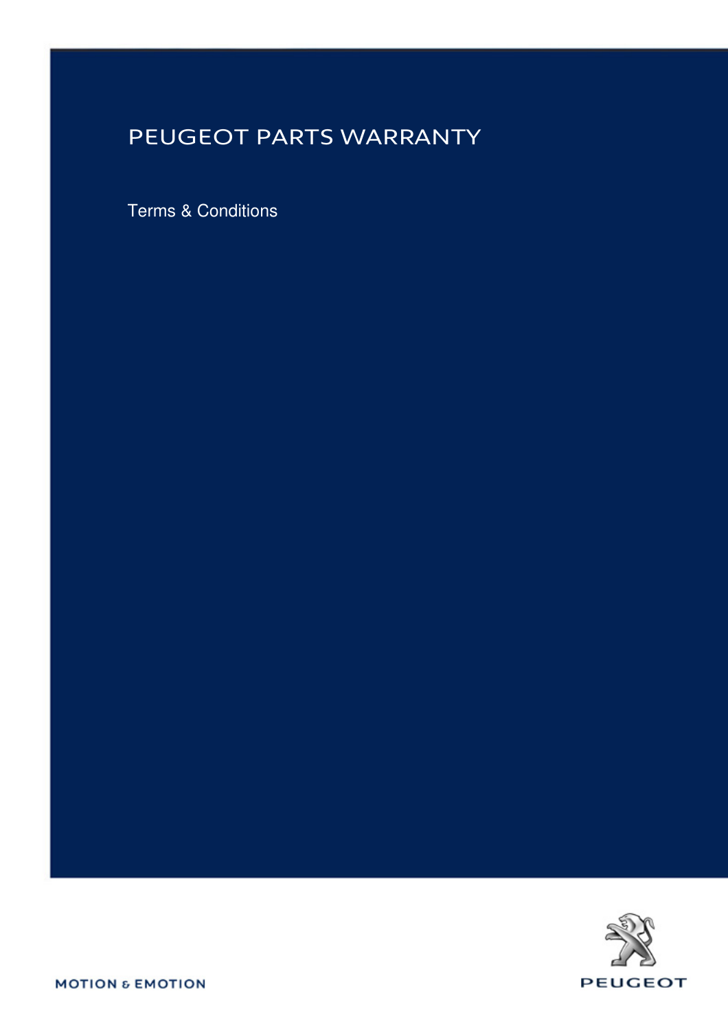# PEUGEOT PARTS WARRANTY

Terms & Conditions

MOTION & EMOTION

PEUGEOT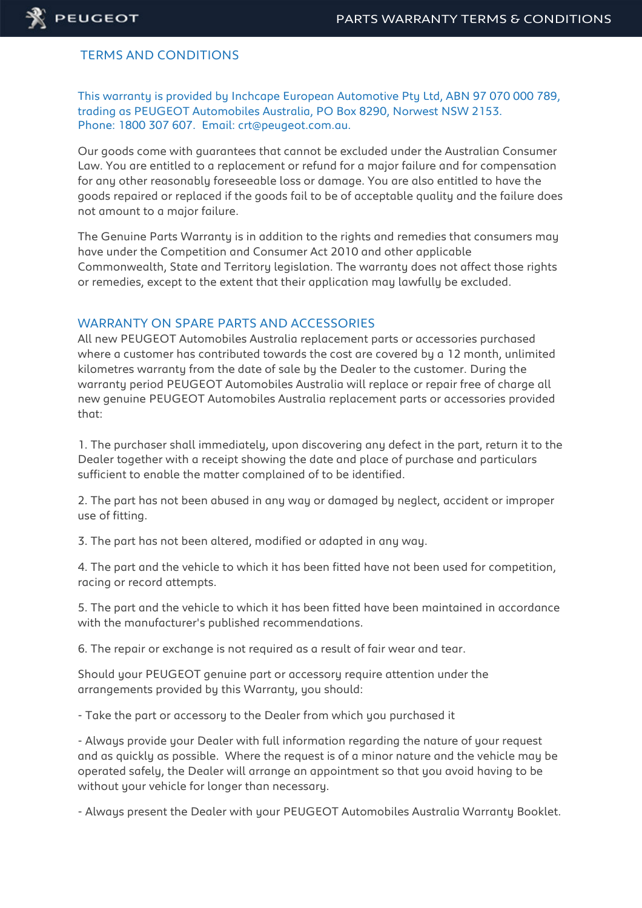## TERMS AND CONDITIONS

This warranty is provided by Inchcape European Automotive Pty Ltd, ABN 97 070 000 789, trading as PEUGEOT Automobiles Australia, PO Box 8290, Norwest NSW 2153.
Phone: 1800 307 607. Email: crt@peugeot.com.au.

Our goods come with guarantees that cannot be excluded under the Australian Consumer Law. You are entitled to a replacement or refund for a major failure and for compensation for any other reasonably foreseeable loss or damage. You are also entitled to have the goods repaired or replaced if the goods fail to be of acceptable quality and the failure does not amount to a major failure.

The Genuine Parts Warranty is in addition to the rights and remedies that consumers may have under the Competition and Consumer Act 2010 and other applicable Commonwealth, State and Territory legislation. The warranty does not affect those rights or remedies, except to the extent that their application may lawfully be excluded.

## WARRANTY ON SPARE PARTS AND ACCESSORIES

All new PEUGEOT Automobiles Australia replacement parts or accessories purchased where a customer has contributed towards the cost are covered by a 12 month, unlimited kilometres warranty from the date of sale by the Dealer to the customer. During the warranty period PEUGEOT Automobiles Australia will replace or repair free of charge all new genuine PEUGEOT Automobiles Australia replacement parts or accessories provided that:

1. The purchaser shall immediately, upon discovering any defect in the part, return it to the Dealer together with a receipt showing the date and place of purchase and particulars sufficient to enable the matter complained of to be identified.

2. The part has not been abused in any way or damaged by neglect, accident or improper use of fitting.

3. The part has not been altered, modified or adapted in any way.

4. The part and the vehicle to which it has been fitted have not been used for competition, racing or record attempts.

5. The part and the vehicle to which it has been fitted have been maintained in accordance with the manufacturer's published recommendations.

6. The repair or exchange is not required as a result of fair wear and tear.

Should your PEUGEOT genuine part or accessory require attention under the arrangements provided by this Warranty, you should:

- Take the part or accessory to the Dealer from which you purchased it

- Always provide your Dealer with full information regarding the nature of your request and as quickly as possible. Where the request is of a minor nature and the vehicle may be operated safely, the Dealer will arrange an appointment so that you avoid having to be without your vehicle for longer than necessary.

- Always present the Dealer with your PEUGEOT Automobiles Australia Warranty Booklet.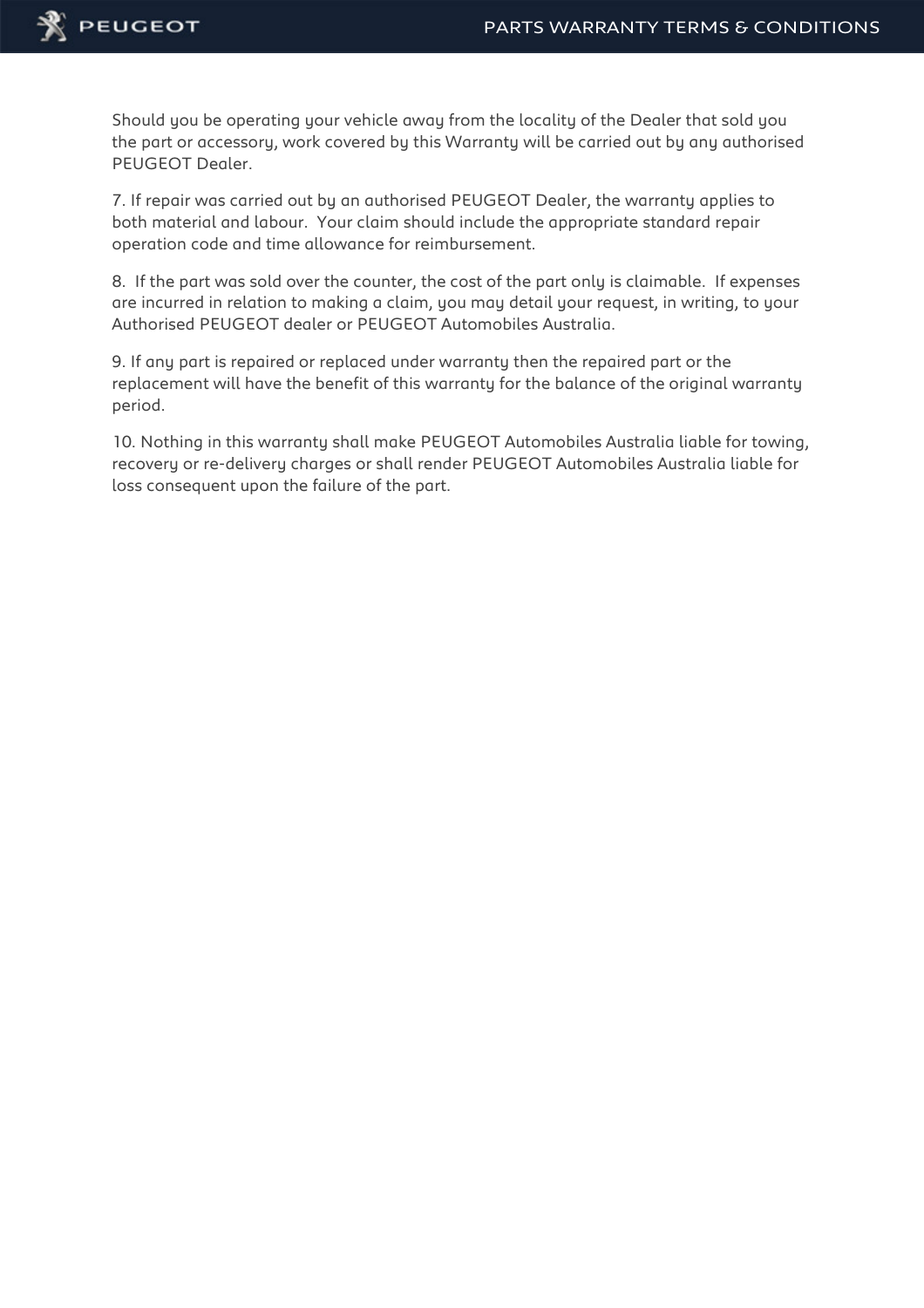Should you be operating your vehicle away from the locality of the Dealer that sold you the part or accessory, work covered by this Warranty will be carried out by any authorised PEUGEOT Dealer.

7. If repair was carried out by an authorised PEUGEOT Dealer, the warranty applies to both material and labour. Your claim should include the appropriate standard repair operation code and time allowance for reimbursement.

8. If the part was sold over the counter, the cost of the part only is claimable. If expenses are incurred in relation to making a claim, you may detail your request, in writing, to your Authorised PEUGEOT dealer or PEUGEOT Automobiles Australia.

9. If any part is repaired or replaced under warranty then the repaired part or the replacement will have the benefit of this warranty for the balance of the original warranty period.

10. Nothing in this warranty shall make PEUGEOT Automobiles Australia liable for towing, recovery or re-delivery charges or shall render PEUGEOT Automobiles Australia liable for loss consequent upon the failure of the part.